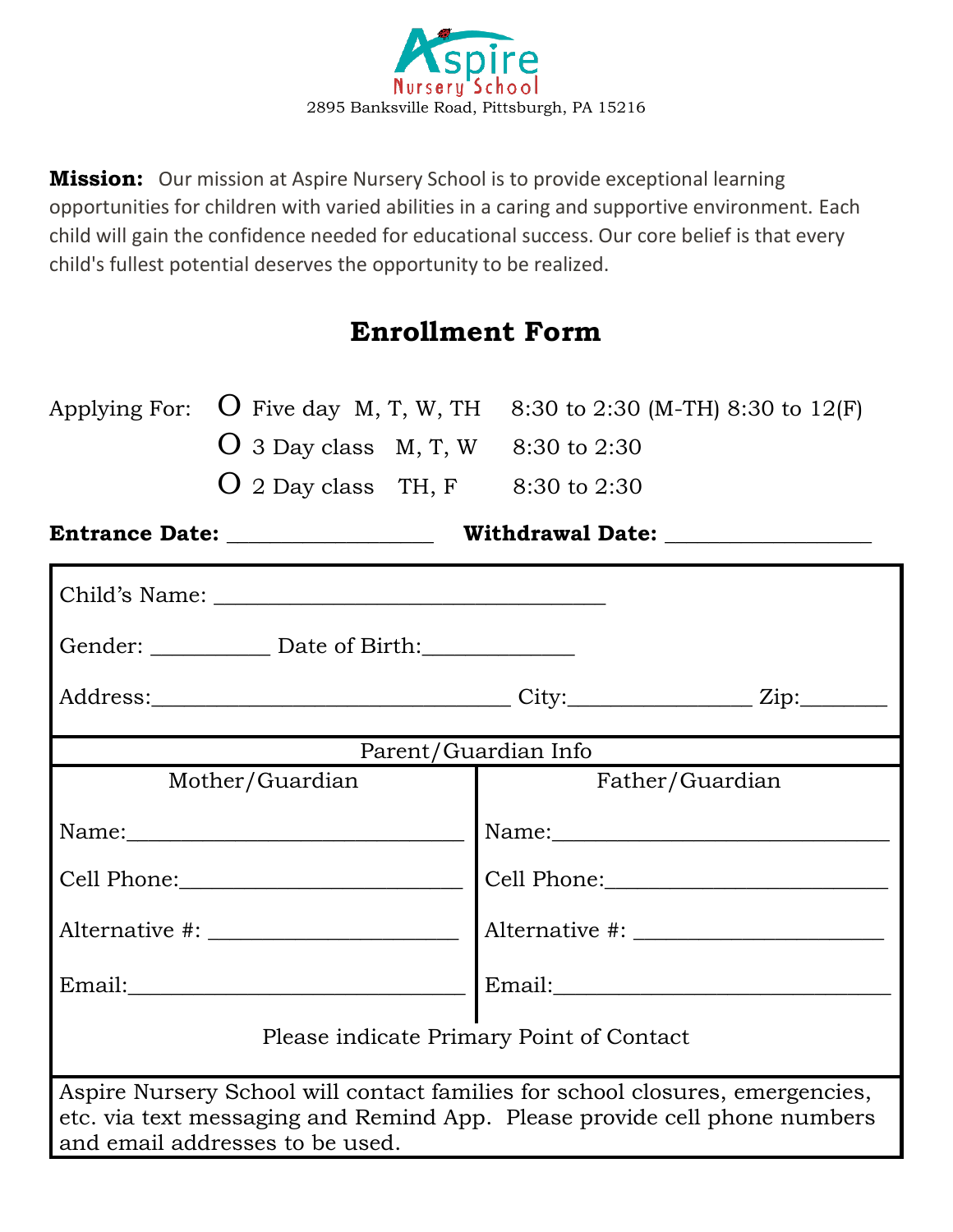# Aspire Nursery School

2895 Banksville Road, Pittsburgh, PA 15216

**Mission:** Our mission at Aspire Nursery School is to provide exceptional learning opportunities for children with varied abilities in a caring and supportive environment. Each child will gain the confidence needed for educational success. Our core belief is that every child's fullest potential deserves the opportunity to be realized.

## Enrollment Form

Applying For:

- O Five day M, T, W, TH 8:30 to 2:30 (M-TH) 8:30 to 12(F)
- O 3 Day class M, T, W 8:30 to 2:30
- O 2 Day class TH, F 8:30 to 2:30

**Entrance Date:** __________________ **Withdrawal Date:** __________________

Child's Name: _________________________________

Gender: __________ Date of Birth:_____________

Address:_______________________________ City:________________ Zip:_______

Parent/Guardian Info

| Mother/Guardian | Father/Guardian |
|---|---|
| Name:_____________________________ | Name:_____________________________ |
| Cell Phone:________________________ | Cell Phone:________________________ |
| Alternative #: _____________________ | Alternative #: _____________________ |
| Email:_____________________________ | Email:_____________________________ |

Please indicate Primary Point of Contact

Aspire Nursery School will contact families for school closures, emergencies, etc. via text messaging and Remind App. Please provide cell phone numbers and email addresses to be used.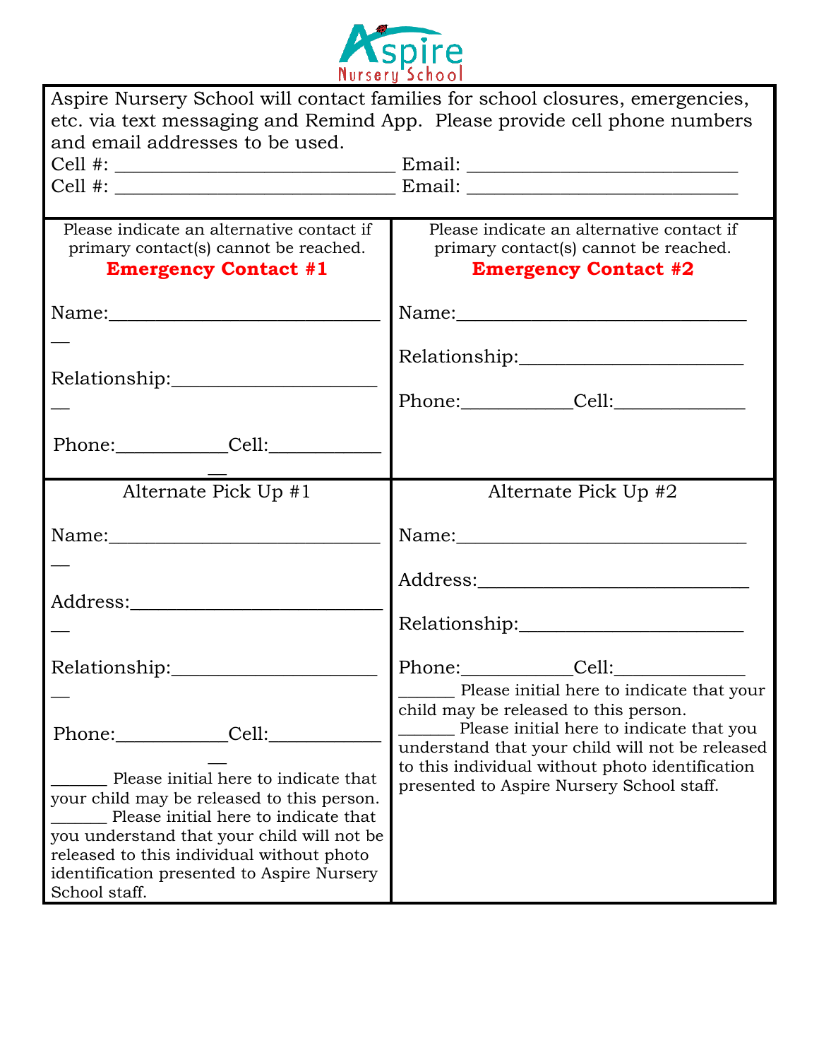Aspire Nursery School

Aspire Nursery School will contact families for school closures, emergencies, etc. via text messaging and Remind App. Please provide cell phone numbers and email addresses to be used.

Cell #: ___________________________ Email: __________________________

Cell #: ___________________________ Email: __________________________

Please indicate an alternative contact if primary contact(s) cannot be reached.

**Emergency Contact #1**

Name:___________________________

Relationship:____________________

Phone:___________Cell:____________

Please indicate an alternative contact if primary contact(s) cannot be reached.

**Emergency Contact #2**

Name:____________________________

Relationship:______________________

Phone:___________Cell:_____________

Alternate Pick Up #1

Name:___________________________

Address:_________________________

Relationship:____________________

Phone:___________Cell:____________

_______ Please initial here to indicate that your child may be released to this person.

_______ Please initial here to indicate that you understand that your child will not be released to this individual without photo identification presented to Aspire Nursery School staff.

Alternate Pick Up #2

Name:____________________________

Address:__________________________

Relationship:______________________

Phone:___________Cell:_____________

______ Please initial here to indicate that your child may be released to this person.

______ Please initial here to indicate that you understand that your child will not be released to this individual without photo identification presented to Aspire Nursery School staff.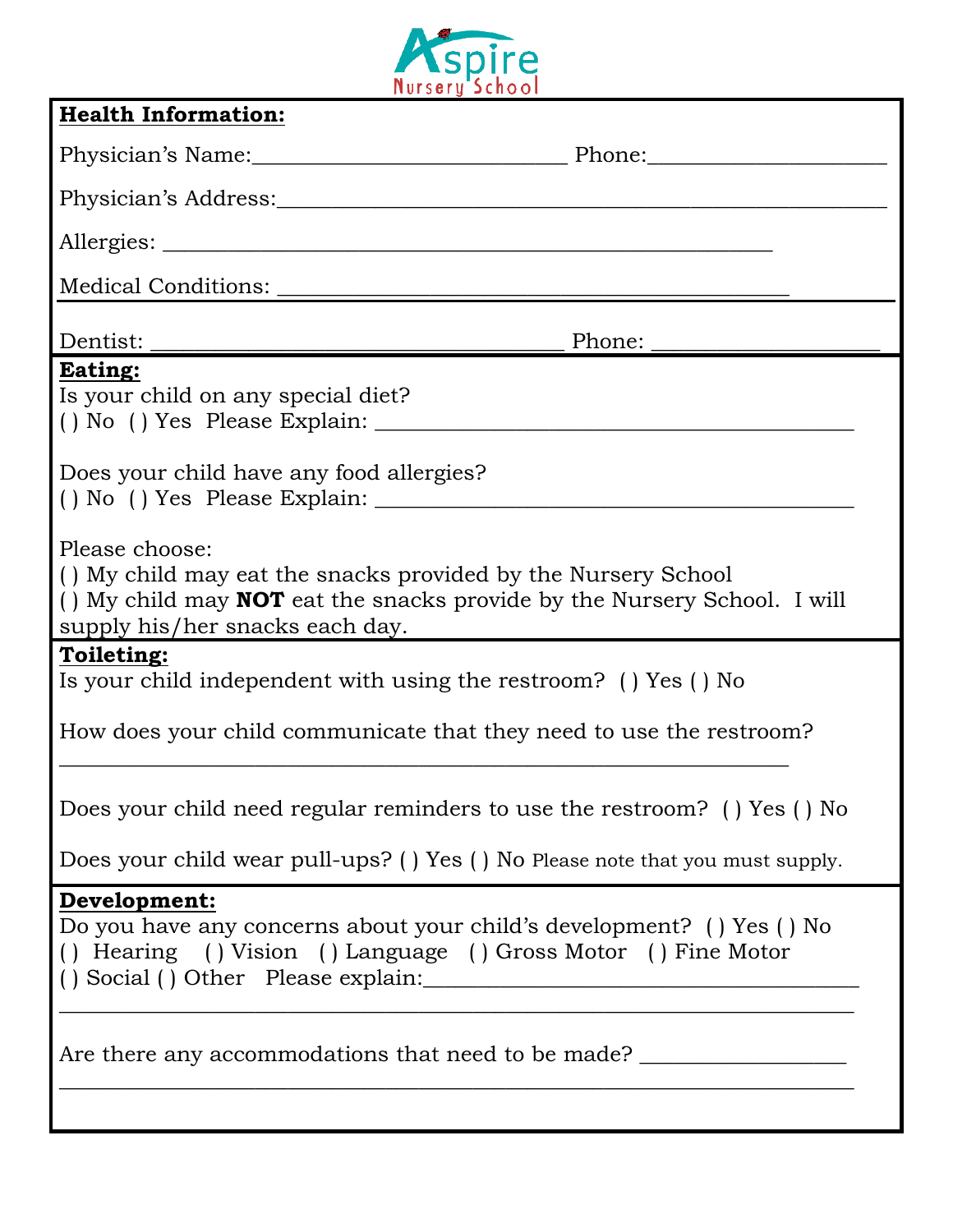Aspire
Nursery School

**Health Information:**

Physician's Name:___________________________ Phone:____________________

Physician's Address:_____________________________________________________

Allergies: ____________________________________________________

Medical Conditions: ____________________________________________

Dentist: ___________________________________ Phone: ___________________

**Eating:**

Is your child on any special diet?
( ) No ( ) Yes Please Explain: __________________________________________

Does your child have any food allergies?
( ) No ( ) Yes Please Explain: __________________________________________

Please choose:
( ) My child may eat the snacks provided by the Nursery School
( ) My child may **NOT** eat the snacks provide by the Nursery School. I will supply his/her snacks each day.

**Toileting:**

Is your child independent with using the restroom? ( ) Yes ( ) No

How does your child communicate that they need to use the restroom?
______________________________________________________________

Does your child need regular reminders to use the restroom? ( ) Yes ( ) No

Does your child wear pull-ups? ( ) Yes ( ) No Please note that you must supply.

**Development:**

Do you have any concerns about your child's development? ( ) Yes ( ) No
( ) Hearing ( ) Vision ( ) Language ( ) Gross Motor ( ) Fine Motor
( ) Social ( ) Other Please explain:_______________________________________
____________________________________________________________________

Are there any accommodations that need to be made? _________________
____________________________________________________________________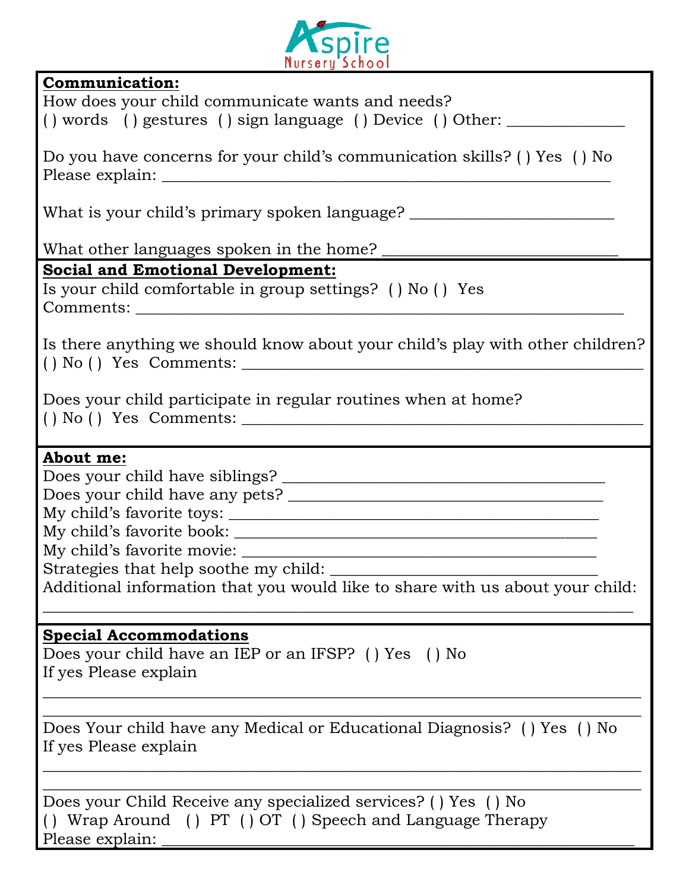Aspire Nursery School

**Communication:**

How does your child communicate wants and needs?
( ) words ( ) gestures ( ) sign language ( ) Device ( ) Other: ______________

Do you have concerns for your child's communication skills? ( ) Yes ( ) No
Please explain: ______________________________________________________

What is your child's primary spoken language? ________________________

What other languages spoken in the home? ____________________________

**Social and Emotional Development:**

Is your child comfortable in group settings? ( ) No ( ) Yes
Comments: ____________________________________________________________

Is there anything we should know about your child's play with other children?
( ) No ( ) Yes Comments: ________________________________________________

Does your child participate in regular routines when at home?
( ) No ( ) Yes Comments: ________________________________________________

**About me:**

Does your child have siblings? ________________________________________
Does your child have any pets? ________________________________________
My child's favorite toys: ____________________________________________
My child's favorite book: ____________________________________________
My child's favorite movie: ___________________________________________
Strategies that help soothe my child: _______________________________
Additional information that you would like to share with us about your child:
__________________________________________________________________________

**Special Accommodations**

Does your child have an IEP or an IFSP? ( ) Yes ( ) No
If yes Please explain

__________________________________________________________________________
__________________________________________________________________________

Does Your child have any Medical or Educational Diagnosis? ( ) Yes ( ) No
If yes Please explain

__________________________________________________________________________
__________________________________________________________________________

Does your Child Receive any specialized services? ( ) Yes ( ) No
( ) Wrap Around ( ) PT ( ) OT ( ) Speech and Language Therapy
Please explain: _________________________________________________________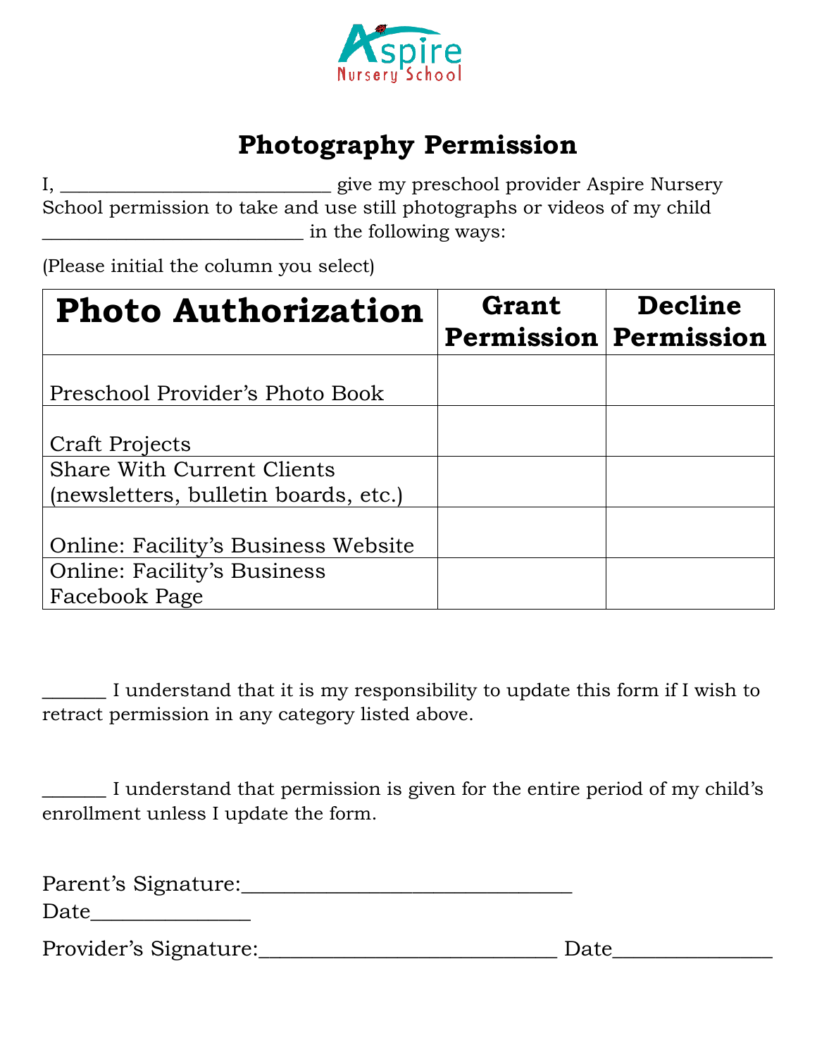Aspire
Nursery School

# Photography Permission

I, ___________________________ give my preschool provider Aspire Nursery School permission to take and use still photographs or videos of my child ___________________________ in the following ways:

(Please initial the column you select)

| Photo Authorization | Grant Permission | Decline Permission |
|---|---|---|
| Preschool Provider's Photo Book | | |
| Craft Projects | | |
| Share With Current Clients (newsletters, bulletin boards, etc.) | | |
| Online: Facility's Business Website | | |
| Online: Facility's Business Facebook Page | | |

______ I understand that it is my responsibility to update this form if I wish to retract permission in any category listed above.

______ I understand that permission is given for the entire period of my child's enrollment unless I update the form.

Parent's Signature:______________________________
Date______________

Provider's Signature:___________________________ Date______________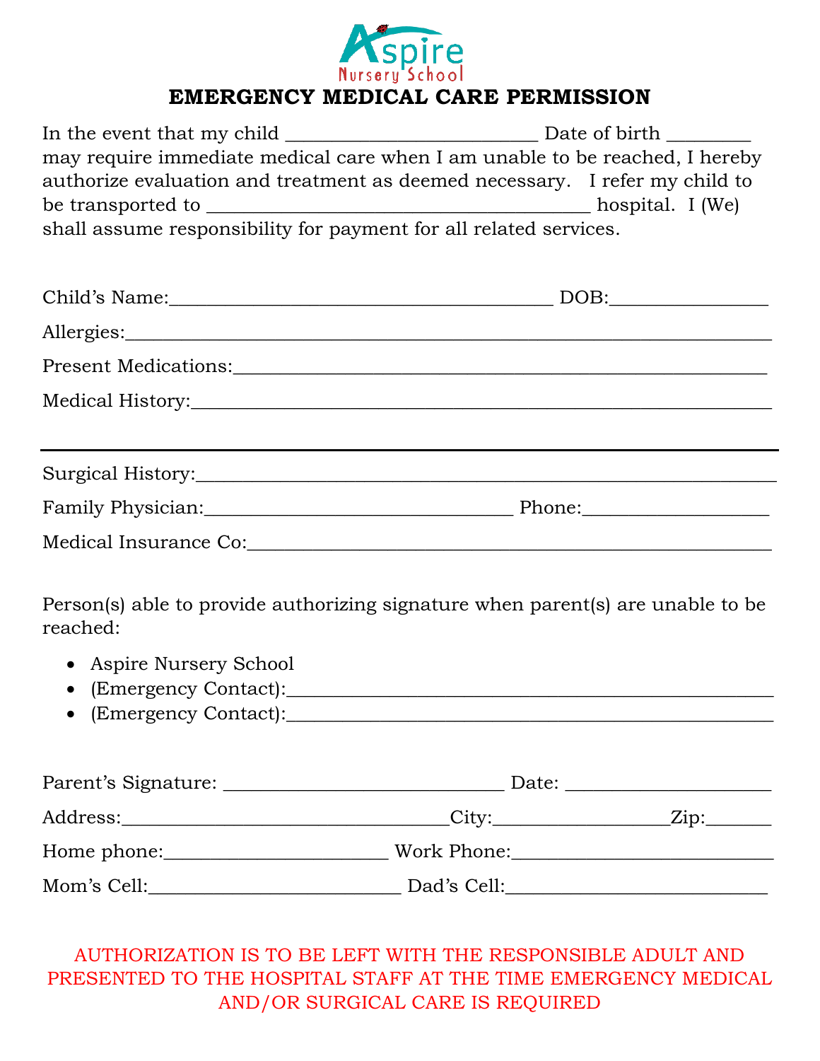Aspire Nursery School

# EMERGENCY MEDICAL CARE PERMISSION

In the event that my child _________________________ Date of birth ________ may require immediate medical care when I am unable to be reached, I hereby authorize evaluation and treatment as deemed necessary. I refer my child to be transported to _______________________________________ hospital. I (We) shall assume responsibility for payment for all related services.

Child's Name:_______________________________________ DOB:________________

Allergies:______________________________________________________________

Present Medications:____________________________________________________

Medical History:_________________________________________________________

---

Surgical History:________________________________________________________

Family Physician:________________________________ Phone:__________________

Medical Insurance Co:____________________________________________________

Person(s) able to provide authorizing signature when parent(s) are unable to be reached:

- Aspire Nursery School
- (Emergency Contact):_____________________________________________
- (Emergency Contact):_____________________________________________

Parent's Signature: ____________________________ Date: ____________________

Address:_________________________________City:_________________Zip:______

Home phone:______________________ Work Phone:___________________________

Mom's Cell:_________________________ Dad's Cell:__________________________

AUTHORIZATION IS TO BE LEFT WITH THE RESPONSIBLE ADULT AND PRESENTED TO THE HOSPITAL STAFF AT THE TIME EMERGENCY MEDICAL AND/OR SURGICAL CARE IS REQUIRED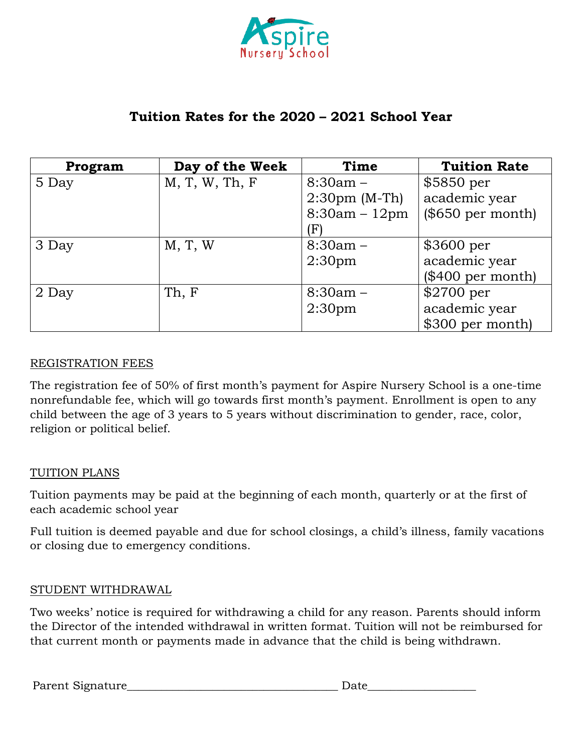Aspire Nursery School

## Tuition Rates for the 2020 – 2021 School Year

| Program | Day of the Week | Time | Tuition Rate |
|---|---|---|---|
| 5 Day | M, T, W, Th, F | 8:30am – 2:30pm (M-Th) 8:30am – 12pm (F) | $5850 per academic year ($650 per month) |
| 3 Day | M, T, W | 8:30am – 2:30pm | $3600 per academic year ($400 per month) |
| 2 Day | Th, F | 8:30am – 2:30pm | $2700 per academic year $300 per month) |

REGISTRATION FEES

The registration fee of 50% of first month's payment for Aspire Nursery School is a one-time nonrefundable fee, which will go towards first month's payment. Enrollment is open to any child between the age of 3 years to 5 years without discrimination to gender, race, color, religion or political belief.

TUITION PLANS

Tuition payments may be paid at the beginning of each month, quarterly or at the first of each academic school year

Full tuition is deemed payable and due for school closings, a child's illness, family vacations or closing due to emergency conditions.

STUDENT WITHDRAWAL

Two weeks' notice is required for withdrawing a child for any reason. Parents should inform the Director of the intended withdrawal in written format. Tuition will not be reimbursed for that current month or payments made in advance that the child is being withdrawn.

Parent Signature_____________________________________ Date__________________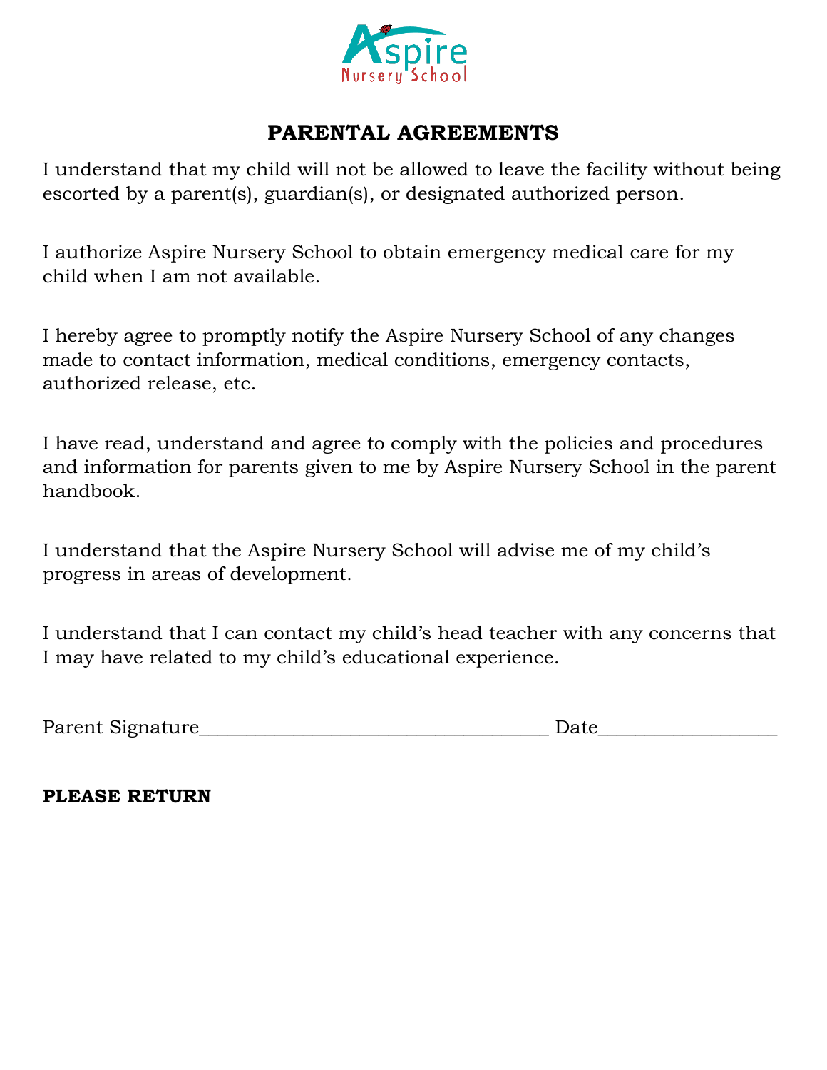Aspire Nursery School

## PARENTAL AGREEMENTS

I understand that my child will not be allowed to leave the facility without being escorted by a parent(s), guardian(s), or designated authorized person.

I authorize Aspire Nursery School to obtain emergency medical care for my child when I am not available.

I hereby agree to promptly notify the Aspire Nursery School of any changes made to contact information, medical conditions, emergency contacts, authorized release, etc.

I have read, understand and agree to comply with the policies and procedures and information for parents given to me by Aspire Nursery School in the parent handbook.

I understand that the Aspire Nursery School will advise me of my child's progress in areas of development.

I understand that I can contact my child's head teacher with any concerns that I may have related to my child's educational experience.

Parent Signature___________________________________ Date_________________

**PLEASE RETURN**